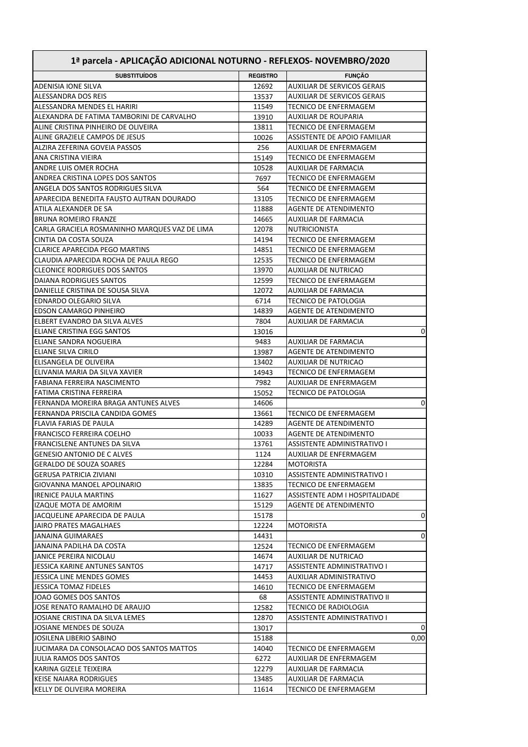| 1ª parcela - APLICAÇÃO ADICIONAL NOTURNO - REFLEXOS- NOVEMBRO/2020 | | |
|---|---|---|
| **SUBSTITUÍDOS** | **REGISTRO** | **FUNÇÃO** |
| ADENISIA IONE SILVA | 12692 | AUXILIAR DE SERVICOS GERAIS |
| ALESSANDRA DOS REIS | 13537 | AUXILIAR DE SERVICOS GERAIS |
| ALESSANDRA MENDES EL HARIRI | 11549 | TECNICO DE ENFERMAGEM |
| ALEXANDRA DE FATIMA TAMBORINI DE CARVALHO | 13910 | AUXILIAR DE ROUPARIA |
| ALINE CRISTINA PINHEIRO DE OLIVEIRA | 13811 | TECNICO DE ENFERMAGEM |
| ALINE GRAZIELE CAMPOS DE JESUS | 10026 | ASSISTENTE DE APOIO FAMILIAR |
| ALZIRA ZEFERINA GOVEIA PASSOS | 256 | AUXILIAR DE ENFERMAGEM |
| ANA CRISTINA VIEIRA | 15149 | TECNICO DE ENFERMAGEM |
| ANDRE LUIS OMER ROCHA | 10528 | AUXILIAR DE FARMACIA |
| ANDREA CRISTINA LOPES DOS SANTOS | 7697 | TECNICO DE ENFERMAGEM |
| ANGELA DOS SANTOS RODRIGUES SILVA | 564 | TECNICO DE ENFERMAGEM |
| APARECIDA BENEDITA FAUSTO AUTRAN DOURADO | 13105 | TECNICO DE ENFERMAGEM |
| ATILA ALEXANDER DE SA | 11888 | AGENTE DE ATENDIMENTO |
| BRUNA ROMEIRO FRANZE | 14665 | AUXILIAR DE FARMACIA |
| CARLA GRACIELA ROSMANINHO MARQUES VAZ DE LIMA | 12078 | NUTRICIONISTA |
| CINTIA DA COSTA SOUZA | 14194 | TECNICO DE ENFERMAGEM |
| CLARICE APARECIDA PEGO MARTINS | 14851 | TECNICO DE ENFERMAGEM |
| CLAUDIA APARECIDA ROCHA DE PAULA REGO | 12535 | TECNICO DE ENFERMAGEM |
| CLEONICE RODRIGUES DOS SANTOS | 13970 | AUXILIAR DE NUTRICAO |
| DAIANA RODRIGUES SANTOS | 12599 | TECNICO DE ENFERMAGEM |
| DANIELLE CRISTINA DE SOUSA SILVA | 12072 | AUXILIAR DE FARMACIA |
| EDNARDO OLEGARIO SILVA | 6714 | TECNICO DE PATOLOGIA |
| EDSON CAMARGO PINHEIRO | 14839 | AGENTE DE ATENDIMENTO |
| ELBERT EVANDRO DA SILVA ALVES | 7804 | AUXILIAR DE FARMACIA |
| ELIANE CRISTINA EGG SANTOS | 13016 | 0 |
| ELIANE SANDRA NOGUEIRA | 9483 | AUXILIAR DE FARMACIA |
| ELIANE SILVA CIRILO | 13987 | AGENTE DE ATENDIMENTO |
| ELISANGELA DE OLIVEIRA | 13402 | AUXILIAR DE NUTRICAO |
| ELIVANIA MARIA DA SILVA XAVIER | 14943 | TECNICO DE ENFERMAGEM |
| FABIANA FERREIRA NASCIMENTO | 7982 | AUXILIAR DE ENFERMAGEM |
| FATIMA CRISTINA FERREIRA | 15052 | TECNICO DE PATOLOGIA |
| FERNANDA MOREIRA BRAGA ANTUNES ALVES | 14606 | 0 |
| FERNANDA PRISCILA CANDIDA GOMES | 13661 | TECNICO DE ENFERMAGEM |
| FLAVIA FARIAS DE PAULA | 14289 | AGENTE DE ATENDIMENTO |
| FRANCISCO FERREIRA COELHO | 10033 | AGENTE DE ATENDIMENTO |
| FRANCISLENE ANTUNES DA SILVA | 13761 | ASSISTENTE ADMINISTRATIVO I |
| GENESIO ANTONIO DE C ALVES | 1124 | AUXILIAR DE ENFERMAGEM |
| GERALDO DE SOUZA SOARES | 12284 | MOTORISTA |
| GERUSA PATRICIA ZIVIANI | 10310 | ASSISTENTE ADMINISTRATIVO I |
| GIOVANNA MANOEL APOLINARIO | 13835 | TECNICO DE ENFERMAGEM |
| IRENICE PAULA MARTINS | 11627 | ASSISTENTE ADM I HOSPITALIDADE |
| IZAQUE MOTA DE AMORIM | 15129 | AGENTE DE ATENDIMENTO |
| JACQUELINE APARECIDA DE PAULA | 15178 | 0 |
| JAIRO PRATES MAGALHAES | 12224 | MOTORISTA |
| JANAINA GUIMARAES | 14431 | 0 |
| JANAINA PADILHA DA COSTA | 12524 | TECNICO DE ENFERMAGEM |
| JANICE PEREIRA NICOLAU | 14674 | AUXILIAR DE NUTRICAO |
| JESSICA KARINE ANTUNES SANTOS | 14717 | ASSISTENTE ADMINISTRATIVO I |
| JESSICA LINE MENDES GOMES | 14453 | AUXILIAR ADMINISTRATIVO |
| JESSICA TOMAZ FIDELES | 14610 | TECNICO DE ENFERMAGEM |
| JOAO GOMES DOS SANTOS | 68 | ASSISTENTE ADMINISTRATIVO II |
| JOSE RENATO RAMALHO DE ARAUJO | 12582 | TECNICO DE RADIOLOGIA |
| JOSIANE CRISTINA DA SILVA LEMES | 12870 | ASSISTENTE ADMINISTRATIVO I |
| JOSIANE MENDES DE SOUZA | 13017 | 0 |
| JOSILENA LIBERIO SABINO | 15188 | 0,00 |
| JUCIMARA DA CONSOLACAO DOS SANTOS MATTOS | 14040 | TECNICO DE ENFERMAGEM |
| JULIA RAMOS DOS SANTOS | 6272 | AUXILIAR DE ENFERMAGEM |
| KARINA GIZELE TEIXEIRA | 12279 | AUXILIAR DE FARMACIA |
| KEISE NAIARA RODRIGUES | 13485 | AUXILIAR DE FARMACIA |
| KELLY DE OLIVEIRA MOREIRA | 11614 | TECNICO DE ENFERMAGEM |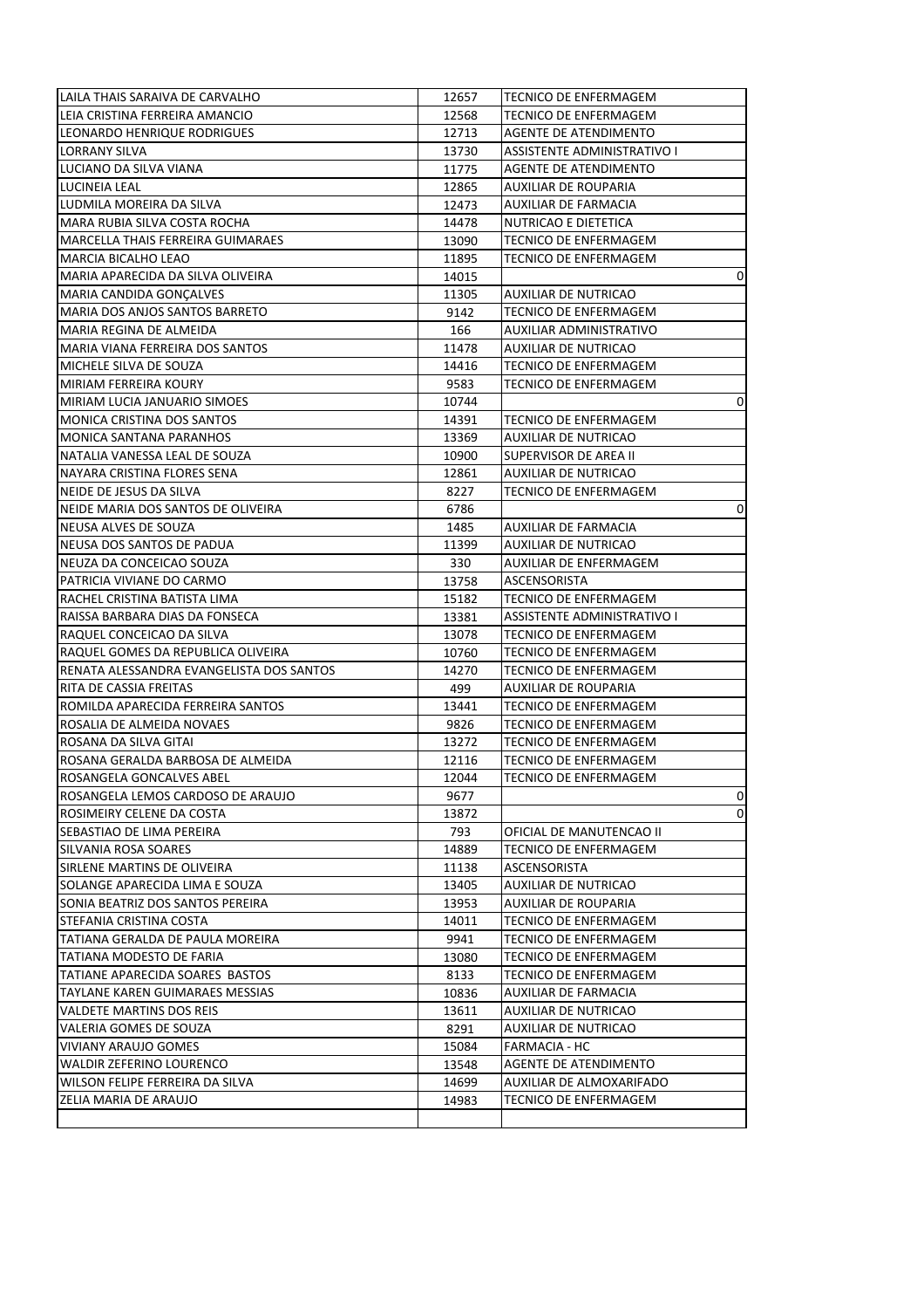| | | |
|---|---|---|
| LAILA THAIS SARAIVA DE CARVALHO | 12657 | TECNICO DE ENFERMAGEM |
| LEIA CRISTINA FERREIRA AMANCIO | 12568 | TECNICO DE ENFERMAGEM |
| LEONARDO HENRIQUE RODRIGUES | 12713 | AGENTE DE ATENDIMENTO |
| LORRANY SILVA | 13730 | ASSISTENTE ADMINISTRATIVO I |
| LUCIANO DA SILVA VIANA | 11775 | AGENTE DE ATENDIMENTO |
| LUCINEIA LEAL | 12865 | AUXILIAR DE ROUPARIA |
| LUDMILA MOREIRA DA SILVA | 12473 | AUXILIAR DE FARMACIA |
| MARA RUBIA SILVA COSTA ROCHA | 14478 | NUTRICAO E DIETETICA |
| MARCELLA THAIS FERREIRA GUIMARAES | 13090 | TECNICO DE ENFERMAGEM |
| MARCIA BICALHO LEAO | 11895 | TECNICO DE ENFERMAGEM |
| MARIA APARECIDA DA SILVA OLIVEIRA | 14015 | 0 |
| MARIA CANDIDA GONÇALVES | 11305 | AUXILIAR DE NUTRICAO |
| MARIA DOS ANJOS SANTOS BARRETO | 9142 | TECNICO DE ENFERMAGEM |
| MARIA REGINA DE ALMEIDA | 166 | AUXILIAR ADMINISTRATIVO |
| MARIA VIANA FERREIRA DOS SANTOS | 11478 | AUXILIAR DE NUTRICAO |
| MICHELE SILVA DE SOUZA | 14416 | TECNICO DE ENFERMAGEM |
| MIRIAM FERREIRA KOURY | 9583 | TECNICO DE ENFERMAGEM |
| MIRIAM LUCIA JANUARIO SIMOES | 10744 | 0 |
| MONICA CRISTINA DOS SANTOS | 14391 | TECNICO DE ENFERMAGEM |
| MONICA SANTANA PARANHOS | 13369 | AUXILIAR DE NUTRICAO |
| NATALIA VANESSA LEAL DE SOUZA | 10900 | SUPERVISOR DE AREA II |
| NAYARA CRISTINA FLORES SENA | 12861 | AUXILIAR DE NUTRICAO |
| NEIDE DE JESUS DA SILVA | 8227 | TECNICO DE ENFERMAGEM |
| NEIDE MARIA DOS SANTOS DE OLIVEIRA | 6786 | 0 |
| NEUSA ALVES DE SOUZA | 1485 | AUXILIAR DE FARMACIA |
| NEUSA DOS SANTOS DE PADUA | 11399 | AUXILIAR DE NUTRICAO |
| NEUZA DA CONCEICAO SOUZA | 330 | AUXILIAR DE ENFERMAGEM |
| PATRICIA VIVIANE DO CARMO | 13758 | ASCENSORISTA |
| RACHEL CRISTINA BATISTA LIMA | 15182 | TECNICO DE ENFERMAGEM |
| RAISSA BARBARA DIAS DA FONSECA | 13381 | ASSISTENTE ADMINISTRATIVO I |
| RAQUEL CONCEICAO DA SILVA | 13078 | TECNICO DE ENFERMAGEM |
| RAQUEL GOMES DA REPUBLICA OLIVEIRA | 10760 | TECNICO DE ENFERMAGEM |
| RENATA ALESSANDRA EVANGELISTA DOS SANTOS | 14270 | TECNICO DE ENFERMAGEM |
| RITA DE CASSIA FREITAS | 499 | AUXILIAR DE ROUPARIA |
| ROMILDA APARECIDA FERREIRA SANTOS | 13441 | TECNICO DE ENFERMAGEM |
| ROSALIA DE ALMEIDA NOVAES | 9826 | TECNICO DE ENFERMAGEM |
| ROSANA DA SILVA GITAI | 13272 | TECNICO DE ENFERMAGEM |
| ROSANA GERALDA BARBOSA DE ALMEIDA | 12116 | TECNICO DE ENFERMAGEM |
| ROSANGELA GONCALVES ABEL | 12044 | TECNICO DE ENFERMAGEM |
| ROSANGELA LEMOS CARDOSO DE ARAUJO | 9677 | 0 |
| ROSIMEIRY CELENE DA COSTA | 13872 | 0 |
| SEBASTIAO DE LIMA PEREIRA | 793 | OFICIAL DE MANUTENCAO II |
| SILVANIA ROSA SOARES | 14889 | TECNICO DE ENFERMAGEM |
| SIRLENE MARTINS DE OLIVEIRA | 11138 | ASCENSORISTA |
| SOLANGE APARECIDA LIMA E SOUZA | 13405 | AUXILIAR DE NUTRICAO |
| SONIA BEATRIZ DOS SANTOS PEREIRA | 13953 | AUXILIAR DE ROUPARIA |
| STEFANIA CRISTINA COSTA | 14011 | TECNICO DE ENFERMAGEM |
| TATIANA GERALDA DE PAULA MOREIRA | 9941 | TECNICO DE ENFERMAGEM |
| TATIANA MODESTO DE FARIA | 13080 | TECNICO DE ENFERMAGEM |
| TATIANE APARECIDA SOARES BASTOS | 8133 | TECNICO DE ENFERMAGEM |
| TAYLANE KAREN GUIMARAES MESSIAS | 10836 | AUXILIAR DE FARMACIA |
| VALDETE MARTINS DOS REIS | 13611 | AUXILIAR DE NUTRICAO |
| VALERIA GOMES DE SOUZA | 8291 | AUXILIAR DE NUTRICAO |
| VIVIANY ARAUJO GOMES | 15084 | FARMACIA - HC |
| WALDIR ZEFERINO LOURENCO | 13548 | AGENTE DE ATENDIMENTO |
| WILSON FELIPE FERREIRA DA SILVA | 14699 | AUXILIAR DE ALMOXARIFADO |
| ZELIA MARIA DE ARAUJO | 14983 | TECNICO DE ENFERMAGEM |
| | | |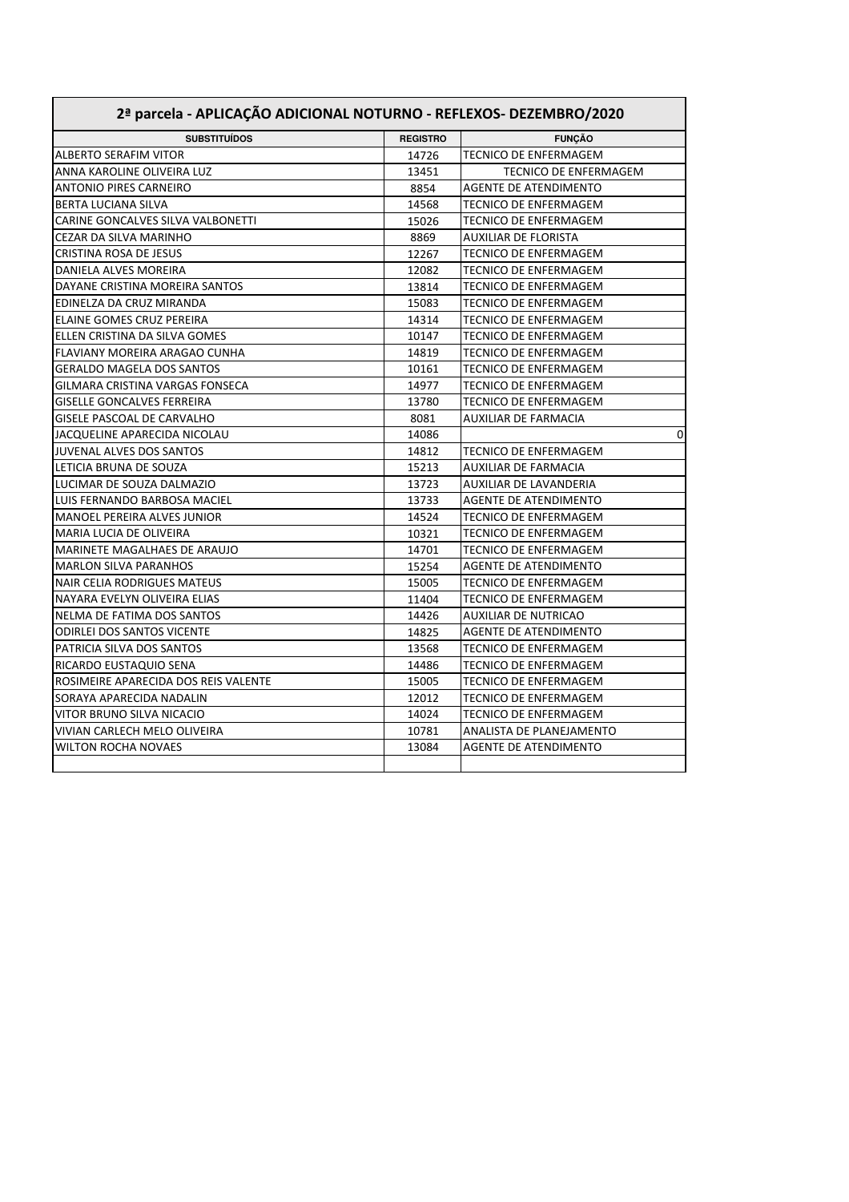## 2ª parcela - APLICAÇÃO ADICIONAL NOTURNO - REFLEXOS- DEZEMBRO/2020

| SUBSTITUÍDOS | REGISTRO | FUNÇÃO |
|---|---|---|
| ALBERTO SERAFIM VITOR | 14726 | TECNICO DE ENFERMAGEM |
| ANNA KAROLINE OLIVEIRA LUZ | 13451 | TECNICO DE ENFERMAGEM |
| ANTONIO PIRES CARNEIRO | 8854 | AGENTE DE ATENDIMENTO |
| BERTA LUCIANA SILVA | 14568 | TECNICO DE ENFERMAGEM |
| CARINE GONCALVES SILVA VALBONETTI | 15026 | TECNICO DE ENFERMAGEM |
| CEZAR DA SILVA MARINHO | 8869 | AUXILIAR DE FLORISTA |
| CRISTINA ROSA DE JESUS | 12267 | TECNICO DE ENFERMAGEM |
| DANIELA ALVES MOREIRA | 12082 | TECNICO DE ENFERMAGEM |
| DAYANE CRISTINA MOREIRA SANTOS | 13814 | TECNICO DE ENFERMAGEM |
| EDINELZA DA CRUZ MIRANDA | 15083 | TECNICO DE ENFERMAGEM |
| ELAINE GOMES CRUZ PEREIRA | 14314 | TECNICO DE ENFERMAGEM |
| ELLEN CRISTINA DA SILVA GOMES | 10147 | TECNICO DE ENFERMAGEM |
| FLAVIANY MOREIRA ARAGAO CUNHA | 14819 | TECNICO DE ENFERMAGEM |
| GERALDO MAGELA DOS SANTOS | 10161 | TECNICO DE ENFERMAGEM |
| GILMARA CRISTINA VARGAS FONSECA | 14977 | TECNICO DE ENFERMAGEM |
| GISELLE GONCALVES FERREIRA | 13780 | TECNICO DE ENFERMAGEM |
| GISELE PASCOAL DE CARVALHO | 8081 | AUXILIAR DE FARMACIA |
| JACQUELINE APARECIDA NICOLAU | 14086 | 0 |
| JUVENAL ALVES DOS SANTOS | 14812 | TECNICO DE ENFERMAGEM |
| LETICIA BRUNA DE SOUZA | 15213 | AUXILIAR DE FARMACIA |
| LUCIMAR DE SOUZA DALMAZIO | 13723 | AUXILIAR DE LAVANDERIA |
| LUIS FERNANDO BARBOSA MACIEL | 13733 | AGENTE DE ATENDIMENTO |
| MANOEL PEREIRA ALVES JUNIOR | 14524 | TECNICO DE ENFERMAGEM |
| MARIA LUCIA DE OLIVEIRA | 10321 | TECNICO DE ENFERMAGEM |
| MARINETE MAGALHAES DE ARAUJO | 14701 | TECNICO DE ENFERMAGEM |
| MARLON SILVA PARANHOS | 15254 | AGENTE DE ATENDIMENTO |
| NAIR CELIA RODRIGUES MATEUS | 15005 | TECNICO DE ENFERMAGEM |
| NAYARA EVELYN OLIVEIRA ELIAS | 11404 | TECNICO DE ENFERMAGEM |
| NELMA DE FATIMA DOS SANTOS | 14426 | AUXILIAR DE NUTRICAO |
| ODIRLEI DOS SANTOS VICENTE | 14825 | AGENTE DE ATENDIMENTO |
| PATRICIA SILVA DOS SANTOS | 13568 | TECNICO DE ENFERMAGEM |
| RICARDO EUSTAQUIO SENA | 14486 | TECNICO DE ENFERMAGEM |
| ROSIMEIRE APARECIDA DOS REIS VALENTE | 15005 | TECNICO DE ENFERMAGEM |
| SORAYA APARECIDA NADALIN | 12012 | TECNICO DE ENFERMAGEM |
| VITOR BRUNO SILVA NICACIO | 14024 | TECNICO DE ENFERMAGEM |
| VIVIAN CARLECH MELO OLIVEIRA | 10781 | ANALISTA DE PLANEJAMENTO |
| WILTON ROCHA NOVAES | 13084 | AGENTE DE ATENDIMENTO |
| | | |